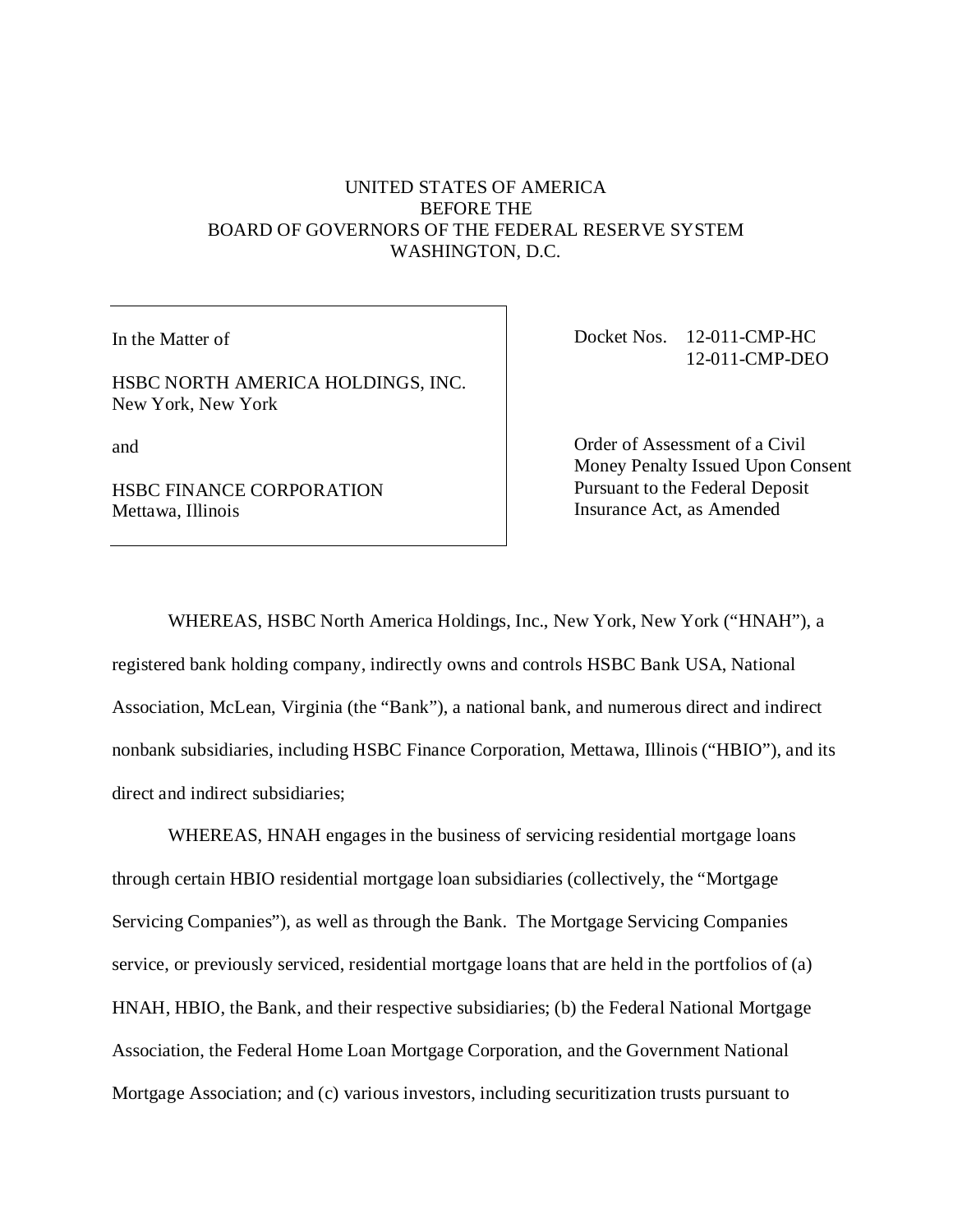UNITED STATES OF AMERICA
BEFORE THE
BOARD OF GOVERNORS OF THE FEDERAL RESERVE SYSTEM
WASHINGTON, D.C.

| | |
|---|---|
| In the Matter of<br><br>HSBC NORTH AMERICA HOLDINGS, INC.<br>New York, New York<br><br>and<br><br>HSBC FINANCE CORPORATION<br>Mettawa, Illinois | Docket Nos. 12-011-CMP-HC<br>12-011-CMP-DEO<br><br>Order of Assessment of a Civil Money Penalty Issued Upon Consent Pursuant to the Federal Deposit Insurance Act, as Amended |

WHEREAS, HSBC North America Holdings, Inc., New York, New York ("HNAH"), a registered bank holding company, indirectly owns and controls HSBC Bank USA, National Association, McLean, Virginia (the "Bank"), a national bank, and numerous direct and indirect nonbank subsidiaries, including HSBC Finance Corporation, Mettawa, Illinois ("HBIO"), and its direct and indirect subsidiaries;

WHEREAS, HNAH engages in the business of servicing residential mortgage loans through certain HBIO residential mortgage loan subsidiaries (collectively, the "Mortgage Servicing Companies"), as well as through the Bank. The Mortgage Servicing Companies service, or previously serviced, residential mortgage loans that are held in the portfolios of (a) HNAH, HBIO, the Bank, and their respective subsidiaries; (b) the Federal National Mortgage Association, the Federal Home Loan Mortgage Corporation, and the Government National Mortgage Association; and (c) various investors, including securitization trusts pursuant to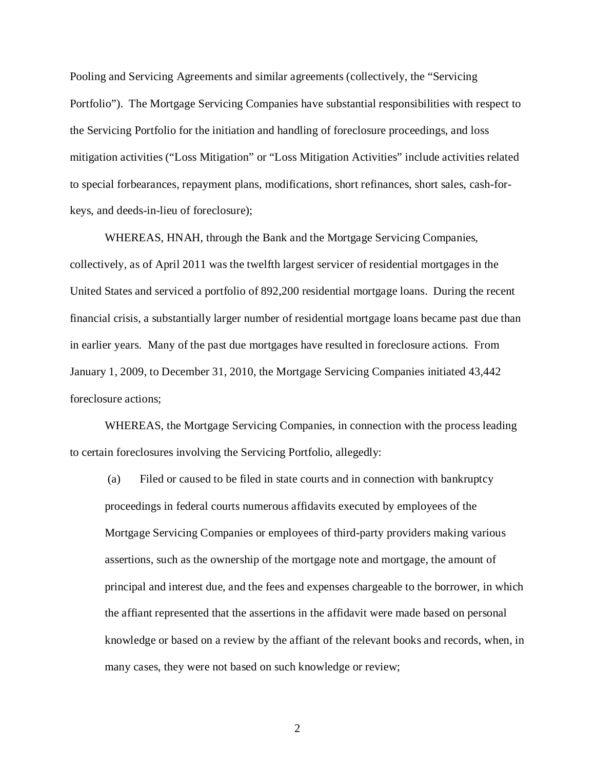Pooling and Servicing Agreements and similar agreements (collectively, the "Servicing Portfolio"). The Mortgage Servicing Companies have substantial responsibilities with respect to the Servicing Portfolio for the initiation and handling of foreclosure proceedings, and loss mitigation activities ("Loss Mitigation" or "Loss Mitigation Activities" include activities related to special forbearances, repayment plans, modifications, short refinances, short sales, cash-for-keys, and deeds-in-lieu of foreclosure);

WHEREAS, HNAH, through the Bank and the Mortgage Servicing Companies, collectively, as of April 2011 was the twelfth largest servicer of residential mortgages in the United States and serviced a portfolio of 892,200 residential mortgage loans. During the recent financial crisis, a substantially larger number of residential mortgage loans became past due than in earlier years. Many of the past due mortgages have resulted in foreclosure actions. From January 1, 2009, to December 31, 2010, the Mortgage Servicing Companies initiated 43,442 foreclosure actions;

WHEREAS, the Mortgage Servicing Companies, in connection with the process leading to certain foreclosures involving the Servicing Portfolio, allegedly:

(a) Filed or caused to be filed in state courts and in connection with bankruptcy proceedings in federal courts numerous affidavits executed by employees of the Mortgage Servicing Companies or employees of third-party providers making various assertions, such as the ownership of the mortgage note and mortgage, the amount of principal and interest due, and the fees and expenses chargeable to the borrower, in which the affiant represented that the assertions in the affidavit were made based on personal knowledge or based on a review by the affiant of the relevant books and records, when, in many cases, they were not based on such knowledge or review;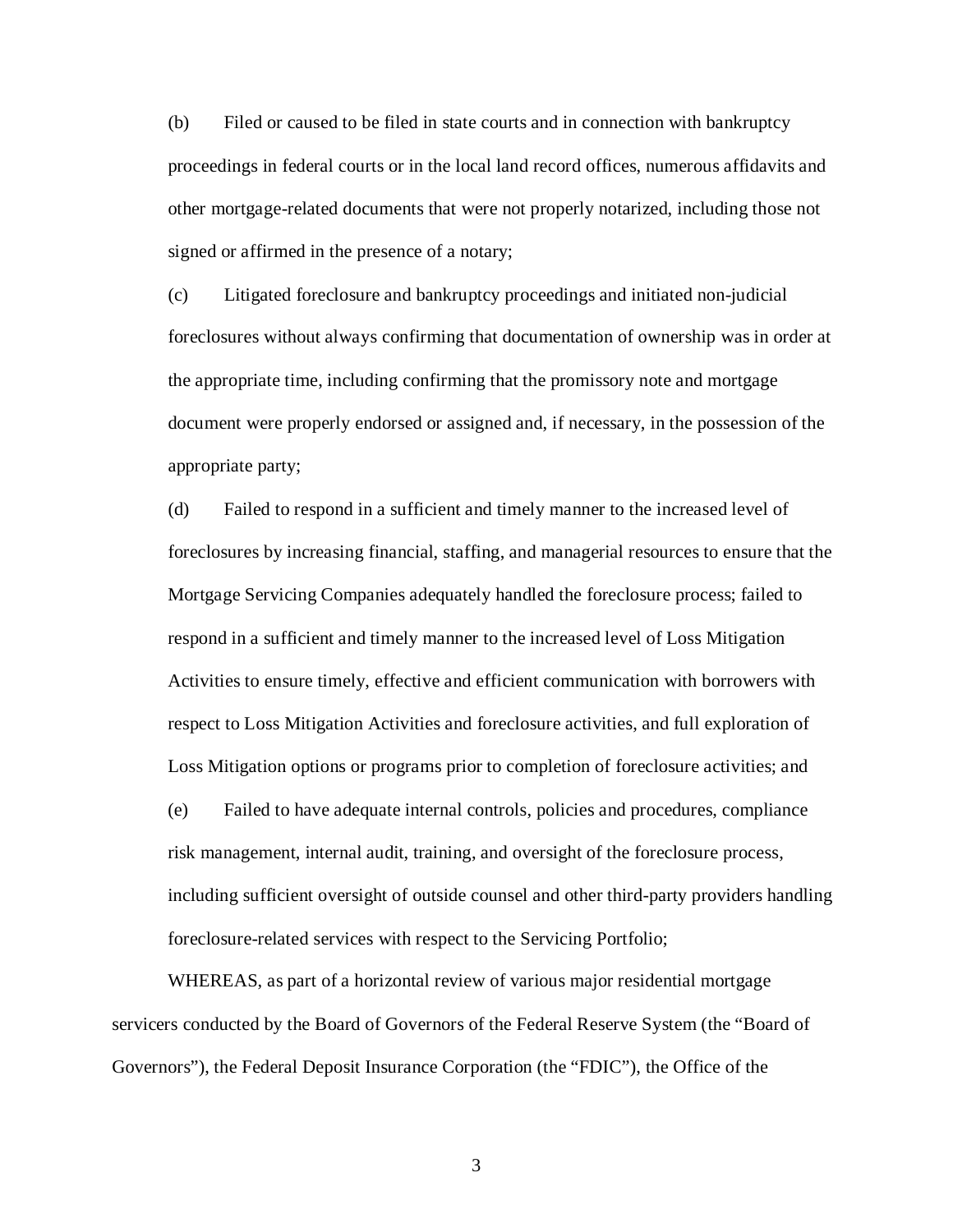(b) Filed or caused to be filed in state courts and in connection with bankruptcy proceedings in federal courts or in the local land record offices, numerous affidavits and other mortgage-related documents that were not properly notarized, including those not signed or affirmed in the presence of a notary;

(c) Litigated foreclosure and bankruptcy proceedings and initiated non-judicial foreclosures without always confirming that documentation of ownership was in order at the appropriate time, including confirming that the promissory note and mortgage document were properly endorsed or assigned and, if necessary, in the possession of the appropriate party;

(d) Failed to respond in a sufficient and timely manner to the increased level of foreclosures by increasing financial, staffing, and managerial resources to ensure that the Mortgage Servicing Companies adequately handled the foreclosure process; failed to respond in a sufficient and timely manner to the increased level of Loss Mitigation Activities to ensure timely, effective and efficient communication with borrowers with respect to Loss Mitigation Activities and foreclosure activities, and full exploration of Loss Mitigation options or programs prior to completion of foreclosure activities; and

(e) Failed to have adequate internal controls, policies and procedures, compliance risk management, internal audit, training, and oversight of the foreclosure process, including sufficient oversight of outside counsel and other third-party providers handling foreclosure-related services with respect to the Servicing Portfolio;

WHEREAS, as part of a horizontal review of various major residential mortgage servicers conducted by the Board of Governors of the Federal Reserve System (the "Board of Governors"), the Federal Deposit Insurance Corporation (the "FDIC"), the Office of the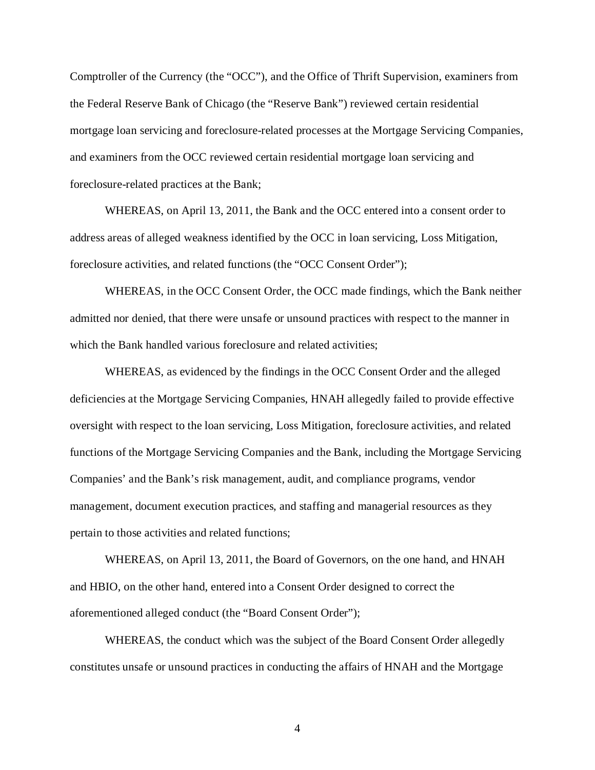Comptroller of the Currency (the "OCC"), and the Office of Thrift Supervision, examiners from the Federal Reserve Bank of Chicago (the "Reserve Bank") reviewed certain residential mortgage loan servicing and foreclosure-related processes at the Mortgage Servicing Companies, and examiners from the OCC reviewed certain residential mortgage loan servicing and foreclosure-related practices at the Bank;

WHEREAS, on April 13, 2011, the Bank and the OCC entered into a consent order to address areas of alleged weakness identified by the OCC in loan servicing, Loss Mitigation, foreclosure activities, and related functions (the "OCC Consent Order");

WHEREAS, in the OCC Consent Order, the OCC made findings, which the Bank neither admitted nor denied, that there were unsafe or unsound practices with respect to the manner in which the Bank handled various foreclosure and related activities;

WHEREAS, as evidenced by the findings in the OCC Consent Order and the alleged deficiencies at the Mortgage Servicing Companies, HNAH allegedly failed to provide effective oversight with respect to the loan servicing, Loss Mitigation, foreclosure activities, and related functions of the Mortgage Servicing Companies and the Bank, including the Mortgage Servicing Companies' and the Bank's risk management, audit, and compliance programs, vendor management, document execution practices, and staffing and managerial resources as they pertain to those activities and related functions;

WHEREAS, on April 13, 2011, the Board of Governors, on the one hand, and HNAH and HBIO, on the other hand, entered into a Consent Order designed to correct the aforementioned alleged conduct (the "Board Consent Order");

WHEREAS, the conduct which was the subject of the Board Consent Order allegedly constitutes unsafe or unsound practices in conducting the affairs of HNAH and the Mortgage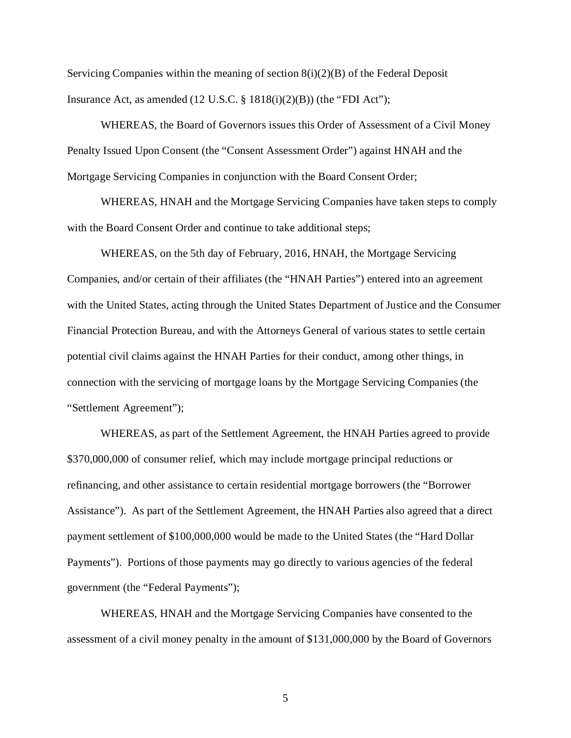Servicing Companies within the meaning of section 8(i)(2)(B) of the Federal Deposit Insurance Act, as amended (12 U.S.C. § 1818(i)(2)(B)) (the "FDI Act");

WHEREAS, the Board of Governors issues this Order of Assessment of a Civil Money Penalty Issued Upon Consent (the "Consent Assessment Order") against HNAH and the Mortgage Servicing Companies in conjunction with the Board Consent Order;

WHEREAS, HNAH and the Mortgage Servicing Companies have taken steps to comply with the Board Consent Order and continue to take additional steps;

WHEREAS, on the 5th day of February, 2016, HNAH, the Mortgage Servicing Companies, and/or certain of their affiliates (the "HNAH Parties") entered into an agreement with the United States, acting through the United States Department of Justice and the Consumer Financial Protection Bureau, and with the Attorneys General of various states to settle certain potential civil claims against the HNAH Parties for their conduct, among other things, in connection with the servicing of mortgage loans by the Mortgage Servicing Companies (the "Settlement Agreement");

WHEREAS, as part of the Settlement Agreement, the HNAH Parties agreed to provide $370,000,000 of consumer relief, which may include mortgage principal reductions or refinancing, and other assistance to certain residential mortgage borrowers (the "Borrower Assistance"). As part of the Settlement Agreement, the HNAH Parties also agreed that a direct payment settlement of $100,000,000 would be made to the United States (the "Hard Dollar Payments"). Portions of those payments may go directly to various agencies of the federal government (the "Federal Payments");

WHEREAS, HNAH and the Mortgage Servicing Companies have consented to the assessment of a civil money penalty in the amount of $131,000,000 by the Board of Governors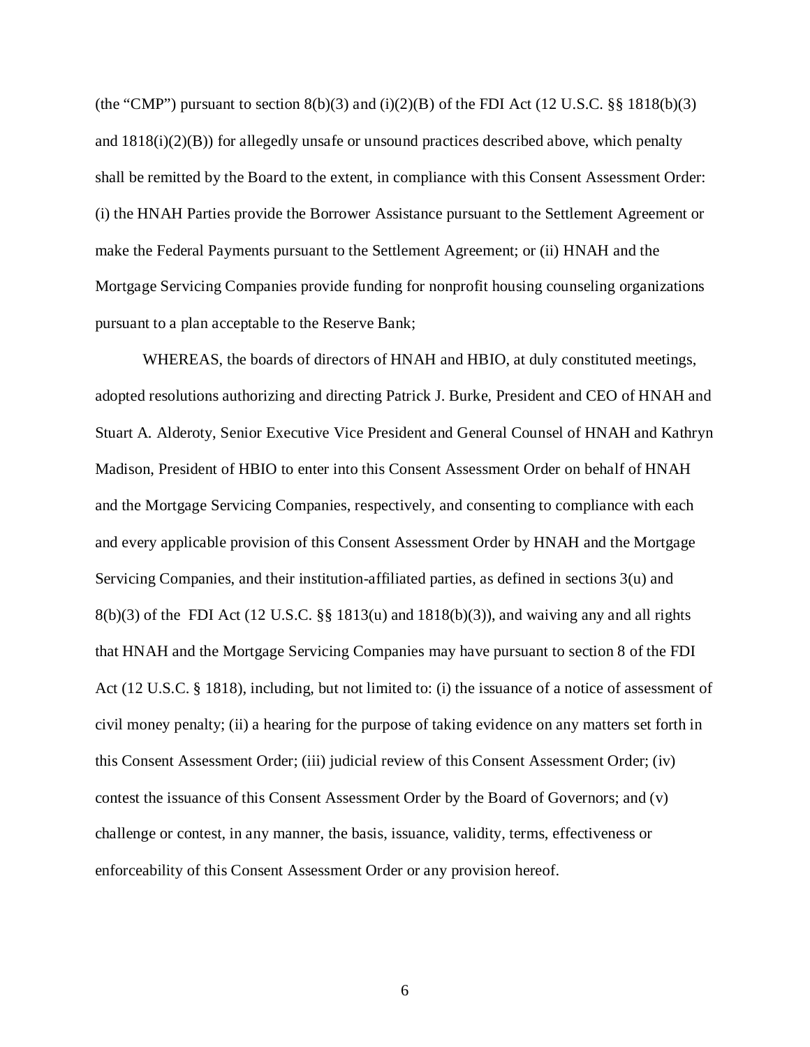(the "CMP") pursuant to section 8(b)(3) and (i)(2)(B) of the FDI Act (12 U.S.C. §§ 1818(b)(3) and 1818(i)(2)(B)) for allegedly unsafe or unsound practices described above, which penalty shall be remitted by the Board to the extent, in compliance with this Consent Assessment Order: (i) the HNAH Parties provide the Borrower Assistance pursuant to the Settlement Agreement or make the Federal Payments pursuant to the Settlement Agreement; or (ii) HNAH and the Mortgage Servicing Companies provide funding for nonprofit housing counseling organizations pursuant to a plan acceptable to the Reserve Bank;

WHEREAS, the boards of directors of HNAH and HBIO, at duly constituted meetings, adopted resolutions authorizing and directing Patrick J. Burke, President and CEO of HNAH and Stuart A. Alderoty, Senior Executive Vice President and General Counsel of HNAH and Kathryn Madison, President of HBIO to enter into this Consent Assessment Order on behalf of HNAH and the Mortgage Servicing Companies, respectively, and consenting to compliance with each and every applicable provision of this Consent Assessment Order by HNAH and the Mortgage Servicing Companies, and their institution-affiliated parties, as defined in sections 3(u) and 8(b)(3) of the FDI Act (12 U.S.C. §§ 1813(u) and 1818(b)(3)), and waiving any and all rights that HNAH and the Mortgage Servicing Companies may have pursuant to section 8 of the FDI Act (12 U.S.C. § 1818), including, but not limited to: (i) the issuance of a notice of assessment of civil money penalty; (ii) a hearing for the purpose of taking evidence on any matters set forth in this Consent Assessment Order; (iii) judicial review of this Consent Assessment Order; (iv) contest the issuance of this Consent Assessment Order by the Board of Governors; and (v) challenge or contest, in any manner, the basis, issuance, validity, terms, effectiveness or enforceability of this Consent Assessment Order or any provision hereof.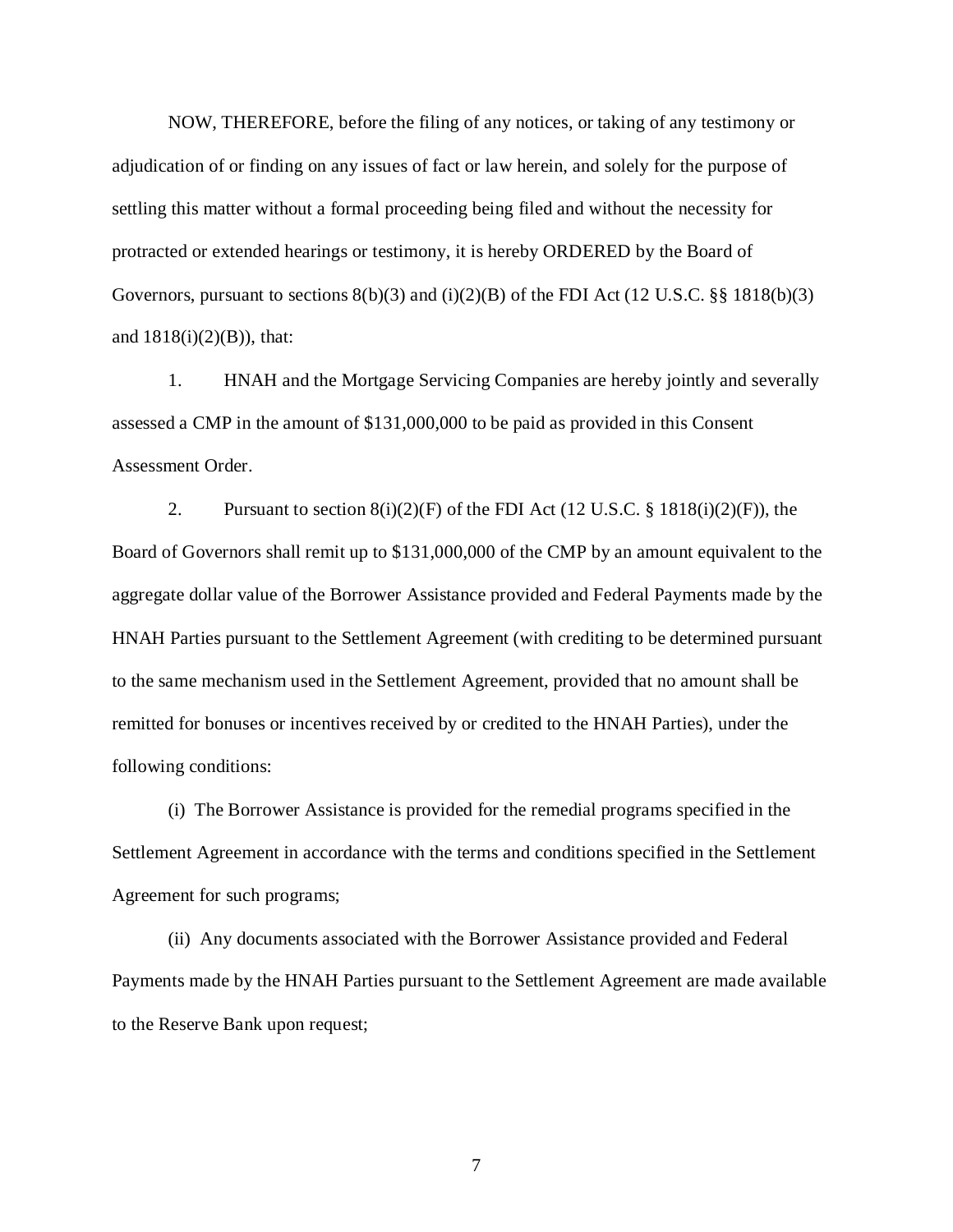NOW, THEREFORE, before the filing of any notices, or taking of any testimony or adjudication of or finding on any issues of fact or law herein, and solely for the purpose of settling this matter without a formal proceeding being filed and without the necessity for protracted or extended hearings or testimony, it is hereby ORDERED by the Board of Governors, pursuant to sections 8(b)(3) and (i)(2)(B) of the FDI Act (12 U.S.C. §§ 1818(b)(3) and 1818(i)(2)(B)), that:

1. HNAH and the Mortgage Servicing Companies are hereby jointly and severally assessed a CMP in the amount of $131,000,000 to be paid as provided in this Consent Assessment Order.

2. Pursuant to section 8(i)(2)(F) of the FDI Act (12 U.S.C. § 1818(i)(2)(F)), the Board of Governors shall remit up to $131,000,000 of the CMP by an amount equivalent to the aggregate dollar value of the Borrower Assistance provided and Federal Payments made by the HNAH Parties pursuant to the Settlement Agreement (with crediting to be determined pursuant to the same mechanism used in the Settlement Agreement, provided that no amount shall be remitted for bonuses or incentives received by or credited to the HNAH Parties), under the following conditions:

(i) The Borrower Assistance is provided for the remedial programs specified in the Settlement Agreement in accordance with the terms and conditions specified in the Settlement Agreement for such programs;

(ii) Any documents associated with the Borrower Assistance provided and Federal Payments made by the HNAH Parties pursuant to the Settlement Agreement are made available to the Reserve Bank upon request;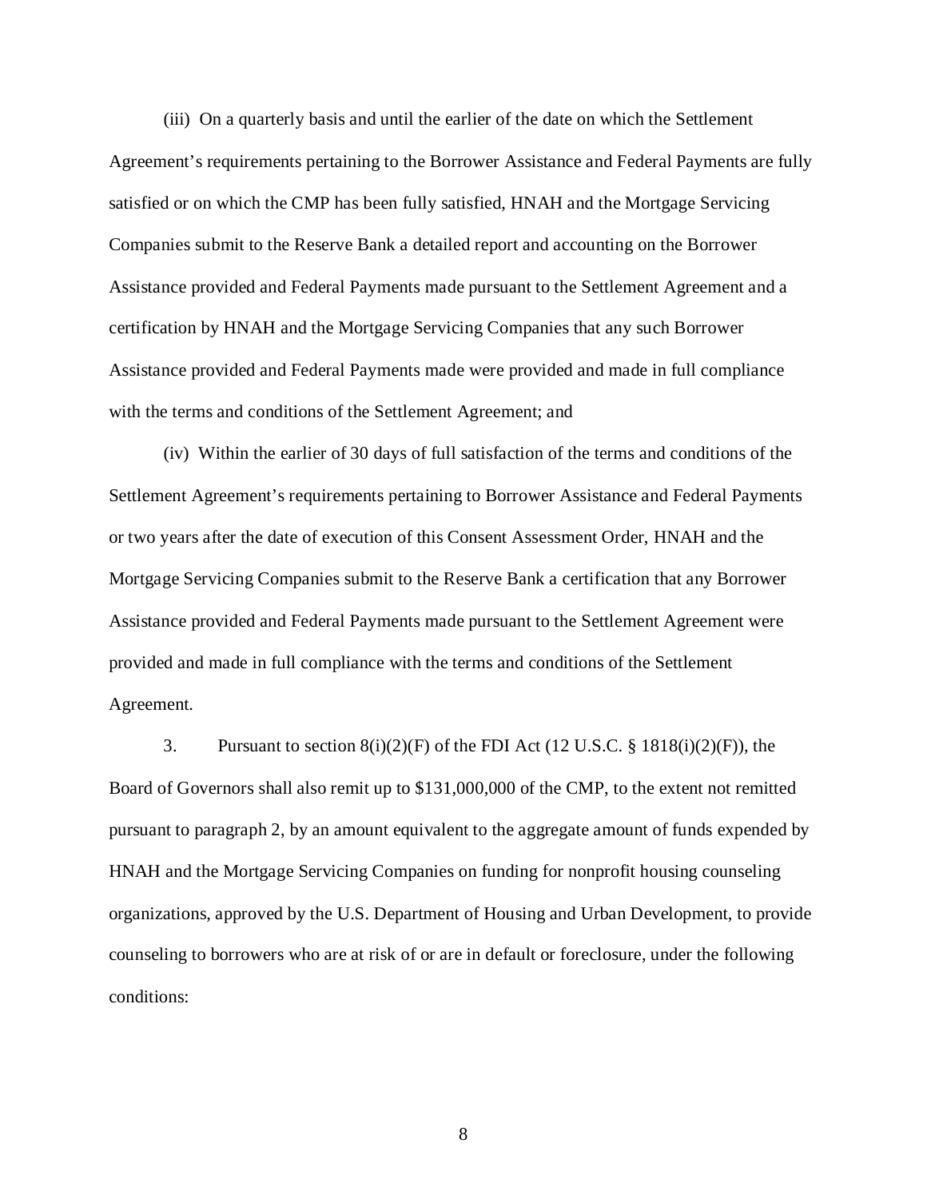(iii) On a quarterly basis and until the earlier of the date on which the Settlement Agreement's requirements pertaining to the Borrower Assistance and Federal Payments are fully satisfied or on which the CMP has been fully satisfied, HNAH and the Mortgage Servicing Companies submit to the Reserve Bank a detailed report and accounting on the Borrower Assistance provided and Federal Payments made pursuant to the Settlement Agreement and a certification by HNAH and the Mortgage Servicing Companies that any such Borrower Assistance provided and Federal Payments made were provided and made in full compliance with the terms and conditions of the Settlement Agreement; and

(iv) Within the earlier of 30 days of full satisfaction of the terms and conditions of the Settlement Agreement's requirements pertaining to Borrower Assistance and Federal Payments or two years after the date of execution of this Consent Assessment Order, HNAH and the Mortgage Servicing Companies submit to the Reserve Bank a certification that any Borrower Assistance provided and Federal Payments made pursuant to the Settlement Agreement were provided and made in full compliance with the terms and conditions of the Settlement Agreement.

3. Pursuant to section 8(i)(2)(F) of the FDI Act (12 U.S.C. § 1818(i)(2)(F)), the Board of Governors shall also remit up to $131,000,000 of the CMP, to the extent not remitted pursuant to paragraph 2, by an amount equivalent to the aggregate amount of funds expended by HNAH and the Mortgage Servicing Companies on funding for nonprofit housing counseling organizations, approved by the U.S. Department of Housing and Urban Development, to provide counseling to borrowers who are at risk of or are in default or foreclosure, under the following conditions: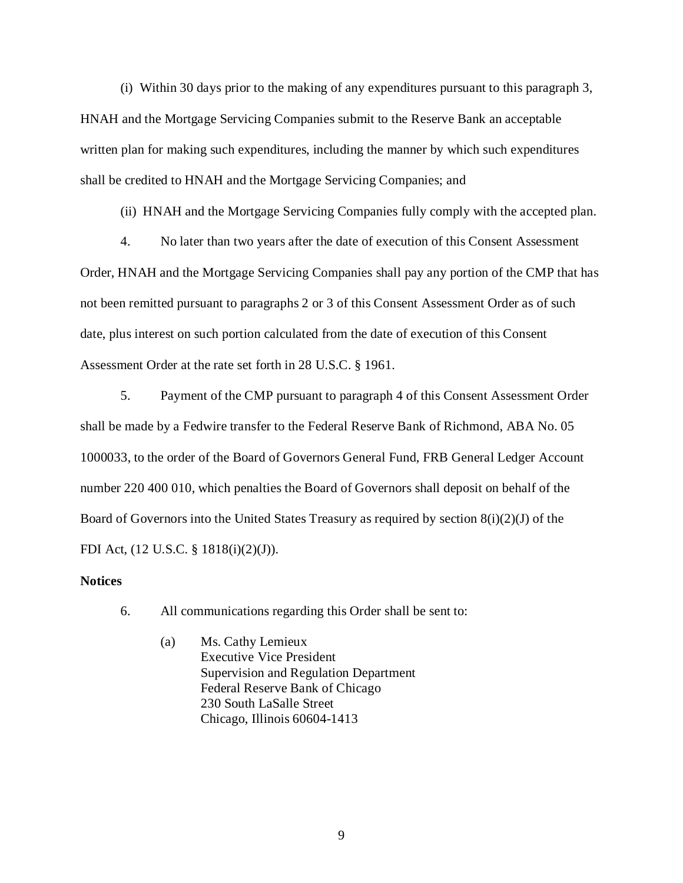(i) Within 30 days prior to the making of any expenditures pursuant to this paragraph 3, HNAH and the Mortgage Servicing Companies submit to the Reserve Bank an acceptable written plan for making such expenditures, including the manner by which such expenditures shall be credited to HNAH and the Mortgage Servicing Companies; and

(ii) HNAH and the Mortgage Servicing Companies fully comply with the accepted plan.

4. No later than two years after the date of execution of this Consent Assessment Order, HNAH and the Mortgage Servicing Companies shall pay any portion of the CMP that has not been remitted pursuant to paragraphs 2 or 3 of this Consent Assessment Order as of such date, plus interest on such portion calculated from the date of execution of this Consent Assessment Order at the rate set forth in 28 U.S.C. § 1961.

5. Payment of the CMP pursuant to paragraph 4 of this Consent Assessment Order shall be made by a Fedwire transfer to the Federal Reserve Bank of Richmond, ABA No. 05 1000033, to the order of the Board of Governors General Fund, FRB General Ledger Account number 220 400 010, which penalties the Board of Governors shall deposit on behalf of the Board of Governors into the United States Treasury as required by section 8(i)(2)(J) of the FDI Act, (12 U.S.C. § 1818(i)(2)(J)).

**Notices**

6. All communications regarding this Order shall be sent to:

(a) Ms. Cathy Lemieux
Executive Vice President
Supervision and Regulation Department
Federal Reserve Bank of Chicago
230 South LaSalle Street
Chicago, Illinois 60604-1413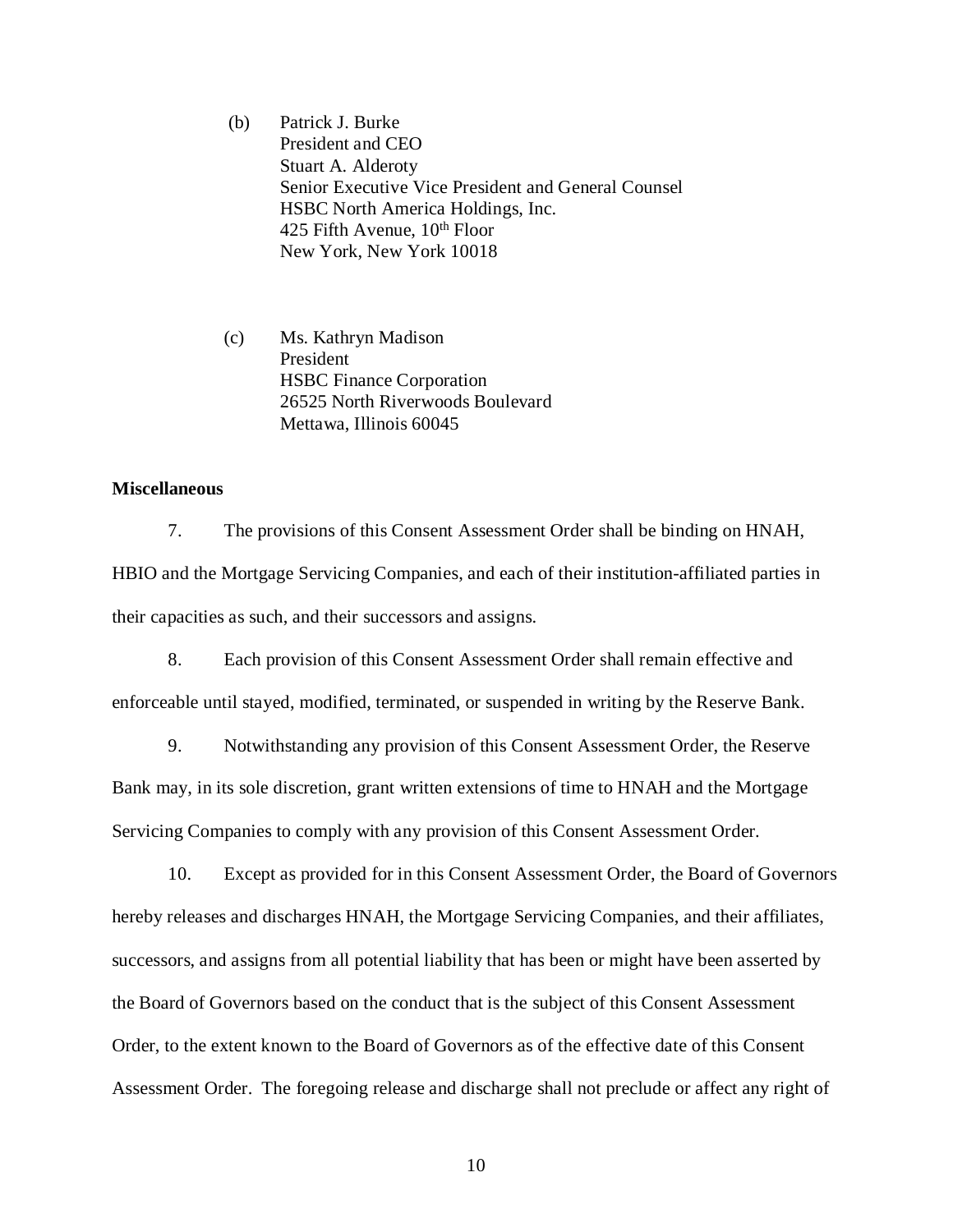(b) Patrick J. Burke
President and CEO
Stuart A. Alderoty
Senior Executive Vice President and General Counsel
HSBC North America Holdings, Inc.
425 Fifth Avenue, 10th Floor
New York, New York 10018

(c) Ms. Kathryn Madison
President
HSBC Finance Corporation
26525 North Riverwoods Boulevard
Mettawa, Illinois 60045

**Miscellaneous**

7. The provisions of this Consent Assessment Order shall be binding on HNAH, HBIO and the Mortgage Servicing Companies, and each of their institution-affiliated parties in their capacities as such, and their successors and assigns.

8. Each provision of this Consent Assessment Order shall remain effective and enforceable until stayed, modified, terminated, or suspended in writing by the Reserve Bank.

9. Notwithstanding any provision of this Consent Assessment Order, the Reserve Bank may, in its sole discretion, grant written extensions of time to HNAH and the Mortgage Servicing Companies to comply with any provision of this Consent Assessment Order.

10. Except as provided for in this Consent Assessment Order, the Board of Governors hereby releases and discharges HNAH, the Mortgage Servicing Companies, and their affiliates, successors, and assigns from all potential liability that has been or might have been asserted by the Board of Governors based on the conduct that is the subject of this Consent Assessment Order, to the extent known to the Board of Governors as of the effective date of this Consent Assessment Order. The foregoing release and discharge shall not preclude or affect any right of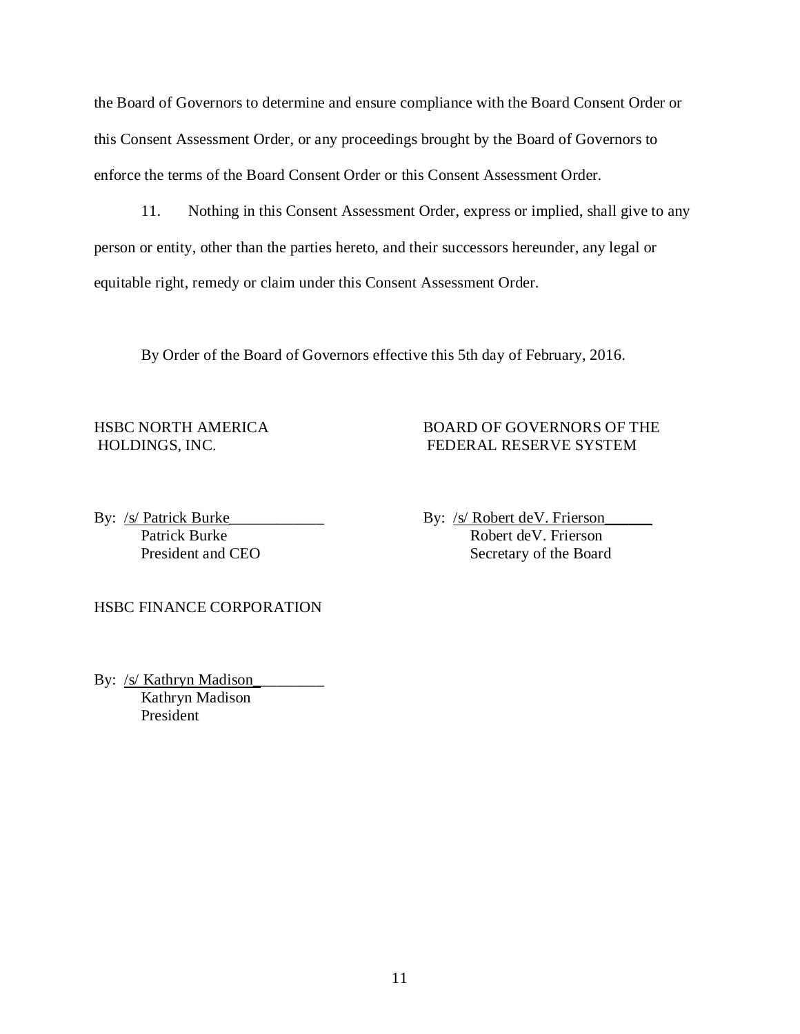the Board of Governors to determine and ensure compliance with the Board Consent Order or this Consent Assessment Order, or any proceedings brought by the Board of Governors to enforce the terms of the Board Consent Order or this Consent Assessment Order.

11. Nothing in this Consent Assessment Order, express or implied, shall give to any person or entity, other than the parties hereto, and their successors hereunder, any legal or equitable right, remedy or claim under this Consent Assessment Order.

By Order of the Board of Governors effective this 5th day of February, 2016.

HSBC NORTH AMERICA
HOLDINGS, INC.

By: /s/ Patrick Burke
Patrick Burke
President and CEO

BOARD OF GOVERNORS OF THE
FEDERAL RESERVE SYSTEM

By: /s/ Robert deV. Frierson
Robert deV. Frierson
Secretary of the Board

HSBC FINANCE CORPORATION

By: /s/ Kathryn Madison
Kathryn Madison
President